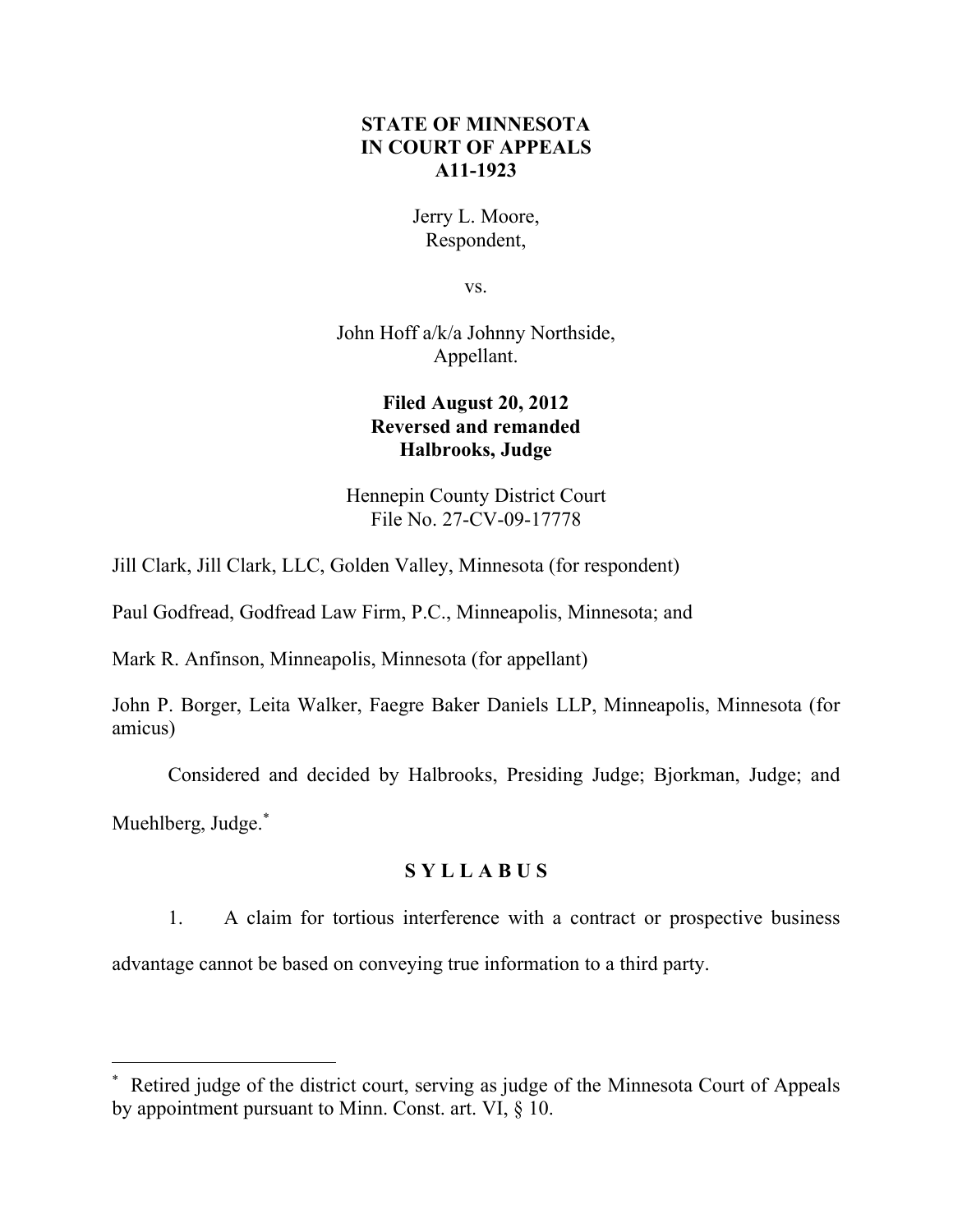**STATE OF MINNESOTA**
**IN COURT OF APPEALS**
**A11-1923**

Jerry L. Moore,
Respondent,

vs.

John Hoff a/k/a Johnny Northside,
Appellant.

**Filed August 20, 2012**
**Reversed and remanded**
**Halbrooks, Judge**

Hennepin County District Court
File No. 27-CV-09-17778

Jill Clark, Jill Clark, LLC, Golden Valley, Minnesota (for respondent)

Paul Godfread, Godfread Law Firm, P.C., Minneapolis, Minnesota; and

Mark R. Anfinson, Minneapolis, Minnesota (for appellant)

John P. Borger, Leita Walker, Faegre Baker Daniels LLP, Minneapolis, Minnesota (for amicus)

Considered and decided by Halbrooks, Presiding Judge; Bjorkman, Judge; and Muehlberg, Judge.[*]

**S Y L L A B U S**

1. A claim for tortious interference with a contract or prospective business advantage cannot be based on conveying true information to a third party.

[*] Retired judge of the district court, serving as judge of the Minnesota Court of Appeals by appointment pursuant to Minn. Const. art. VI, § 10.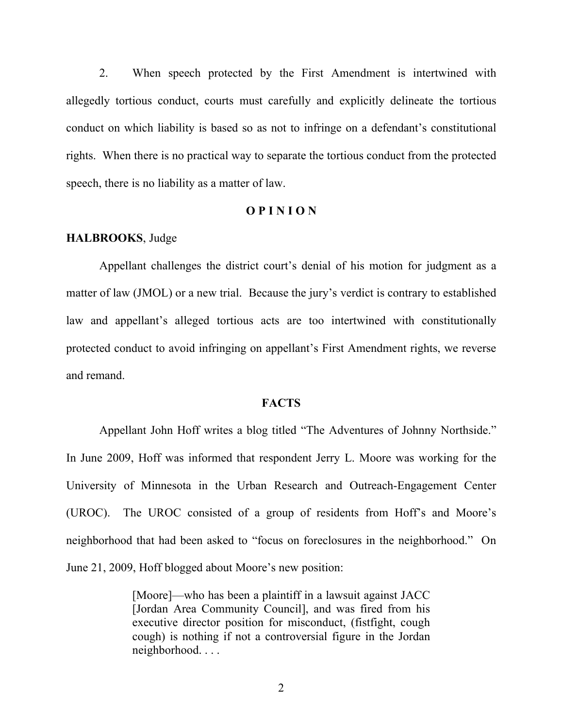2. When speech protected by the First Amendment is intertwined with allegedly tortious conduct, courts must carefully and explicitly delineate the tortious conduct on which liability is based so as not to infringe on a defendant's constitutional rights. When there is no practical way to separate the tortious conduct from the protected speech, there is no liability as a matter of law.

## O P I N I O N

**HALBROOKS**, Judge

Appellant challenges the district court's denial of his motion for judgment as a matter of law (JMOL) or a new trial. Because the jury's verdict is contrary to established law and appellant's alleged tortious acts are too intertwined with constitutionally protected conduct to avoid infringing on appellant's First Amendment rights, we reverse and remand.

## FACTS

Appellant John Hoff writes a blog titled "The Adventures of Johnny Northside." In June 2009, Hoff was informed that respondent Jerry L. Moore was working for the University of Minnesota in the Urban Research and Outreach-Engagement Center (UROC). The UROC consisted of a group of residents from Hoff's and Moore's neighborhood that had been asked to "focus on foreclosures in the neighborhood." On June 21, 2009, Hoff blogged about Moore's new position:

> [Moore]—who has been a plaintiff in a lawsuit against JACC [Jordan Area Community Council], and was fired from his executive director position for misconduct, (fistfight, cough cough) is nothing if not a controversial figure in the Jordan neighborhood. . . .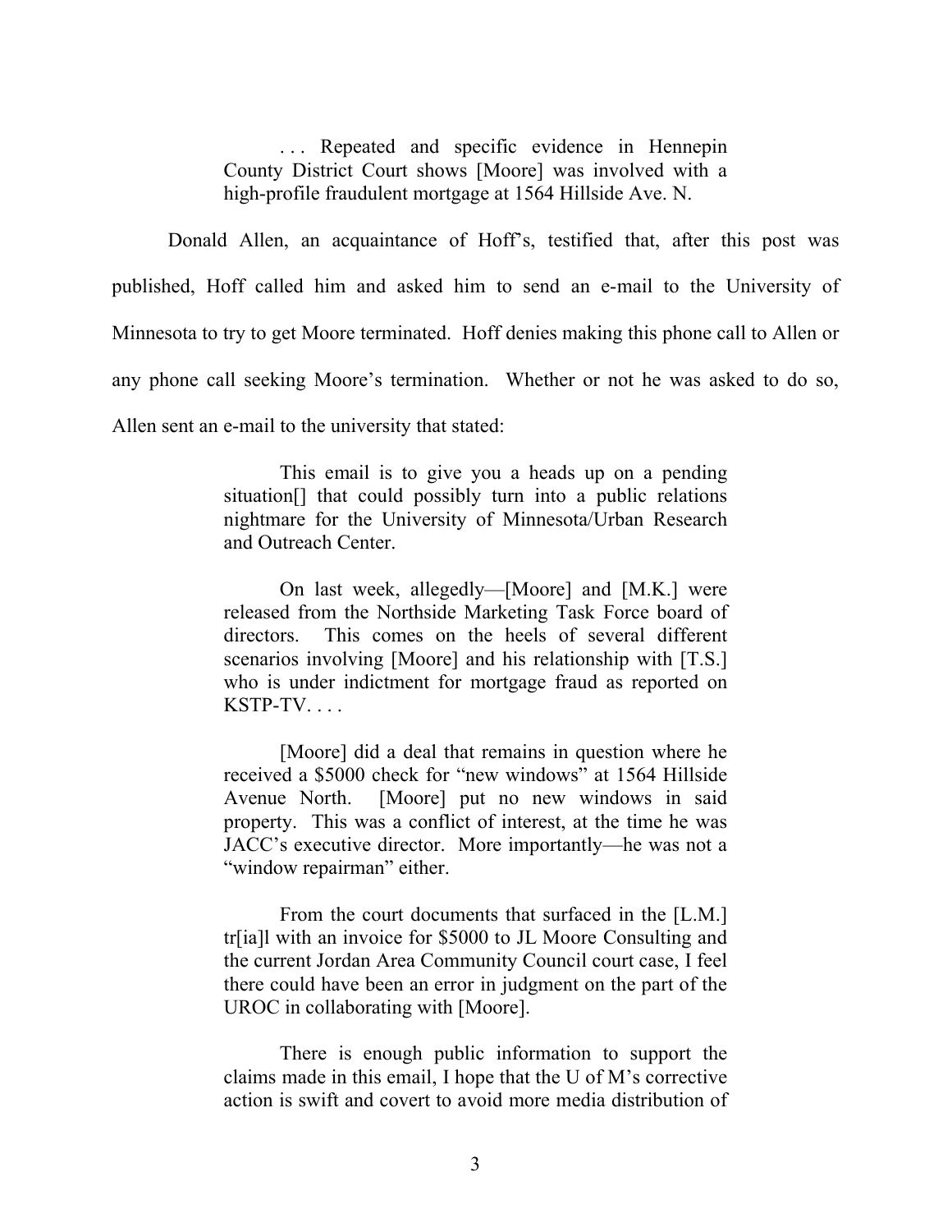> . . . Repeated and specific evidence in Hennepin County District Court shows [Moore] was involved with a high-profile fraudulent mortgage at 1564 Hillside Ave. N.

Donald Allen, an acquaintance of Hoff's, testified that, after this post was published, Hoff called him and asked him to send an e-mail to the University of Minnesota to try to get Moore terminated. Hoff denies making this phone call to Allen or any phone call seeking Moore's termination. Whether or not he was asked to do so, Allen sent an e-mail to the university that stated:

> This email is to give you a heads up on a pending situation[] that could possibly turn into a public relations nightmare for the University of Minnesota/Urban Research and Outreach Center.
>
> On last week, allegedly—[Moore] and [M.K.] were released from the Northside Marketing Task Force board of directors. This comes on the heels of several different scenarios involving [Moore] and his relationship with [T.S.] who is under indictment for mortgage fraud as reported on KSTP-TV. . . .
>
> [Moore] did a deal that remains in question where he received a $5000 check for "new windows" at 1564 Hillside Avenue North. [Moore] put no new windows in said property. This was a conflict of interest, at the time he was JACC's executive director. More importantly—he was not a "window repairman" either.
>
> From the court documents that surfaced in the [L.M.] tr[ia]l with an invoice for $5000 to JL Moore Consulting and the current Jordan Area Community Council court case, I feel there could have been an error in judgment on the part of the UROC in collaborating with [Moore].
>
> There is enough public information to support the claims made in this email, I hope that the U of M's corrective action is swift and covert to avoid more media distribution of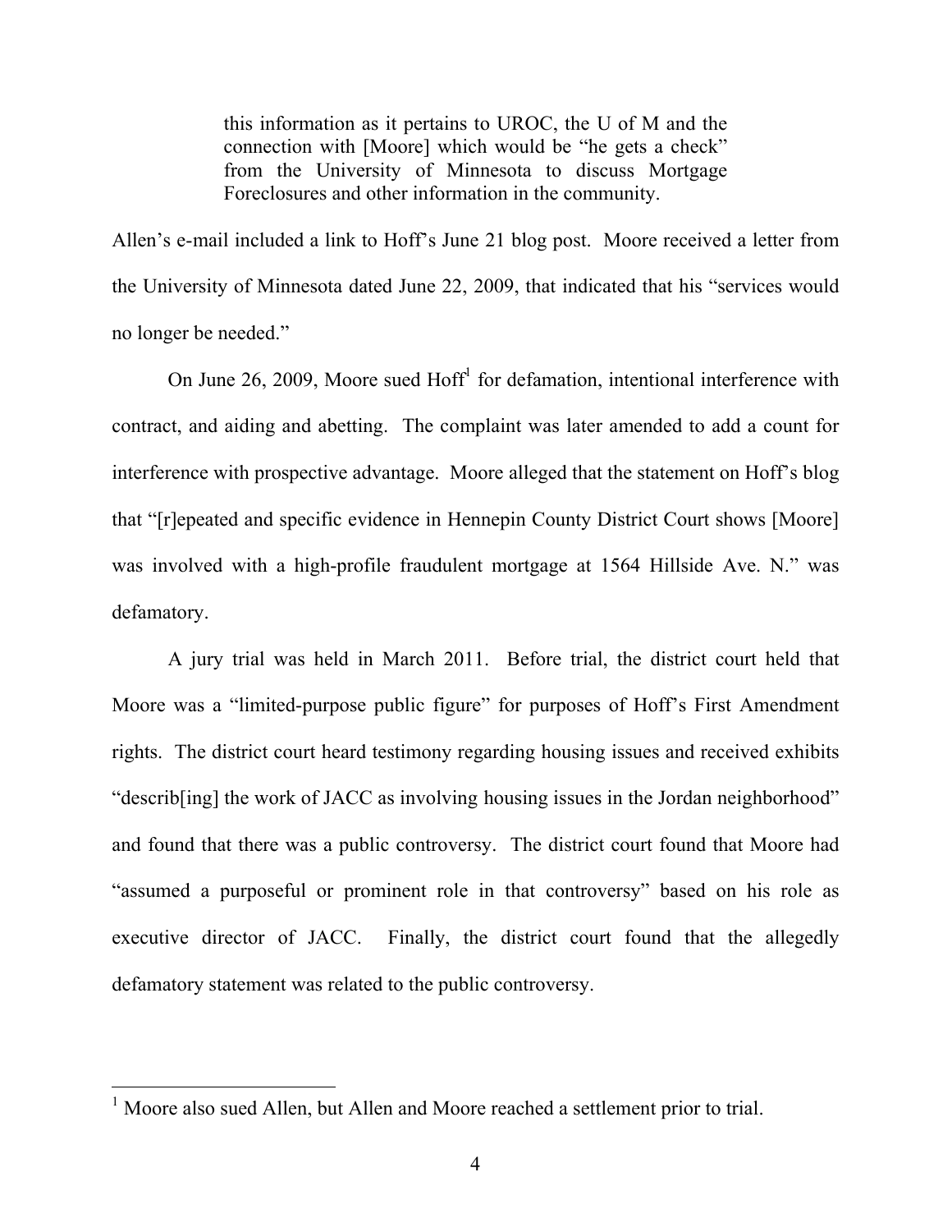> this information as it pertains to UROC, the U of M and the connection with [Moore] which would be "he gets a check" from the University of Minnesota to discuss Mortgage Foreclosures and other information in the community.

Allen's e-mail included a link to Hoff's June 21 blog post. Moore received a letter from the University of Minnesota dated June 22, 2009, that indicated that his "services would no longer be needed."

On June 26, 2009, Moore sued Hoff[1] for defamation, intentional interference with contract, and aiding and abetting. The complaint was later amended to add a count for interference with prospective advantage. Moore alleged that the statement on Hoff's blog that "[r]epeated and specific evidence in Hennepin County District Court shows [Moore] was involved with a high-profile fraudulent mortgage at 1564 Hillside Ave. N." was defamatory.

A jury trial was held in March 2011. Before trial, the district court held that Moore was a "limited-purpose public figure" for purposes of Hoff's First Amendment rights. The district court heard testimony regarding housing issues and received exhibits "describ[ing] the work of JACC as involving housing issues in the Jordan neighborhood" and found that there was a public controversy. The district court found that Moore had "assumed a purposeful or prominent role in that controversy" based on his role as executive director of JACC. Finally, the district court found that the allegedly defamatory statement was related to the public controversy.

---

[1] Moore also sued Allen, but Allen and Moore reached a settlement prior to trial.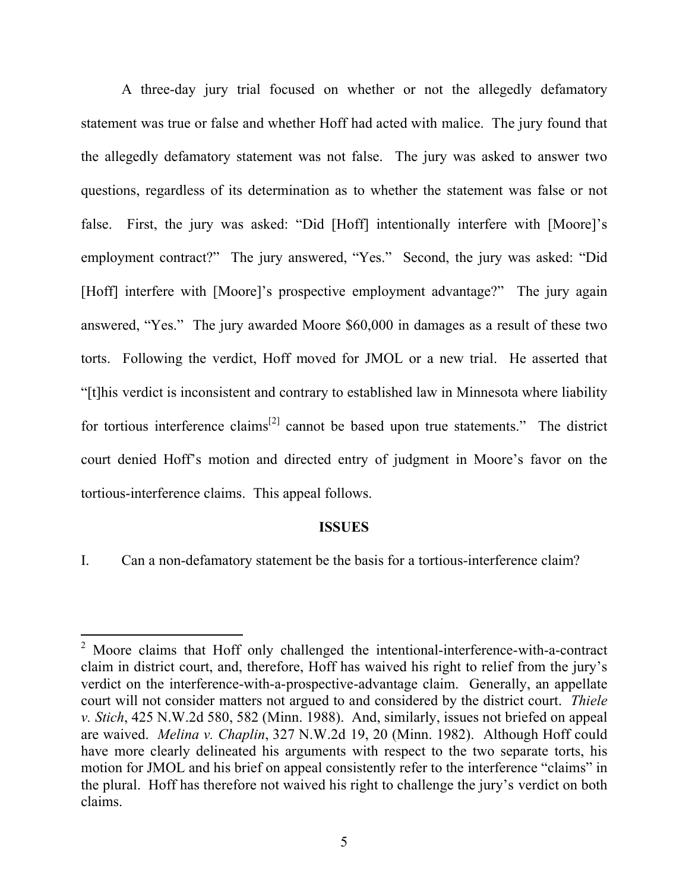A three-day jury trial focused on whether or not the allegedly defamatory statement was true or false and whether Hoff had acted with malice. The jury found that the allegedly defamatory statement was not false. The jury was asked to answer two questions, regardless of its determination as to whether the statement was false or not false. First, the jury was asked: "Did [Hoff] intentionally interfere with [Moore]'s employment contract?" The jury answered, "Yes." Second, the jury was asked: "Did [Hoff] interfere with [Moore]'s prospective employment advantage?" The jury again answered, "Yes." The jury awarded Moore $60,000 in damages as a result of these two torts. Following the verdict, Hoff moved for JMOL or a new trial. He asserted that "[t]his verdict is inconsistent and contrary to established law in Minnesota where liability for tortious interference claims[2] cannot be based upon true statements." The district court denied Hoff's motion and directed entry of judgment in Moore's favor on the tortious-interference claims. This appeal follows.

## ISSUES

I. Can a non-defamatory statement be the basis for a tortious-interference claim?

---

[2] Moore claims that Hoff only challenged the intentional-interference-with-a-contract claim in district court, and, therefore, Hoff has waived his right to relief from the jury's verdict on the interference-with-a-prospective-advantage claim. Generally, an appellate court will not consider matters not argued to and considered by the district court. *Thiele v. Stich*, 425 N.W.2d 580, 582 (Minn. 1988). And, similarly, issues not briefed on appeal are waived. *Melina v. Chaplin*, 327 N.W.2d 19, 20 (Minn. 1982). Although Hoff could have more clearly delineated his arguments with respect to the two separate torts, his motion for JMOL and his brief on appeal consistently refer to the interference "claims" in the plural. Hoff has therefore not waived his right to challenge the jury's verdict on both claims.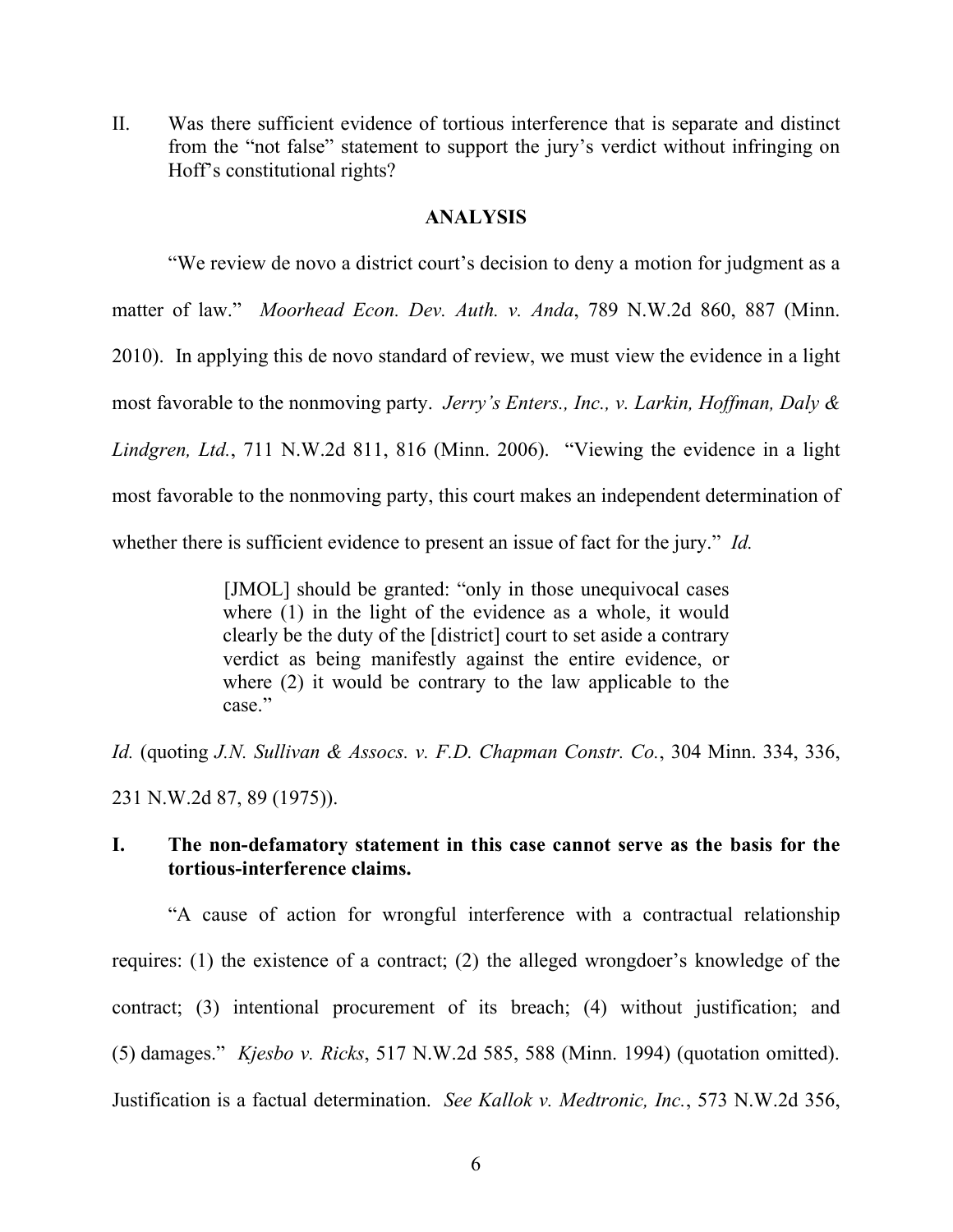II. Was there sufficient evidence of tortious interference that is separate and distinct from the "not false" statement to support the jury's verdict without infringing on Hoff's constitutional rights?

## ANALYSIS

"We review de novo a district court's decision to deny a motion for judgment as a matter of law." *Moorhead Econ. Dev. Auth. v. Anda*, 789 N.W.2d 860, 887 (Minn. 2010). In applying this de novo standard of review, we must view the evidence in a light most favorable to the nonmoving party. *Jerry's Enters., Inc., v. Larkin, Hoffman, Daly & Lindgren, Ltd.*, 711 N.W.2d 811, 816 (Minn. 2006). "Viewing the evidence in a light most favorable to the nonmoving party, this court makes an independent determination of whether there is sufficient evidence to present an issue of fact for the jury." *Id.*

> [JMOL] should be granted: "only in those unequivocal cases where (1) in the light of the evidence as a whole, it would clearly be the duty of the [district] court to set aside a contrary verdict as being manifestly against the entire evidence, or where (2) it would be contrary to the law applicable to the case."

*Id.* (quoting *J.N. Sullivan & Assocs. v. F.D. Chapman Constr. Co.*, 304 Minn. 334, 336, 231 N.W.2d 87, 89 (1975)).

### I. The non-defamatory statement in this case cannot serve as the basis for the tortious-interference claims.

"A cause of action for wrongful interference with a contractual relationship requires: (1) the existence of a contract; (2) the alleged wrongdoer's knowledge of the contract; (3) intentional procurement of its breach; (4) without justification; and (5) damages." *Kjesbo v. Ricks*, 517 N.W.2d 585, 588 (Minn. 1994) (quotation omitted). Justification is a factual determination. *See Kallok v. Medtronic, Inc.*, 573 N.W.2d 356,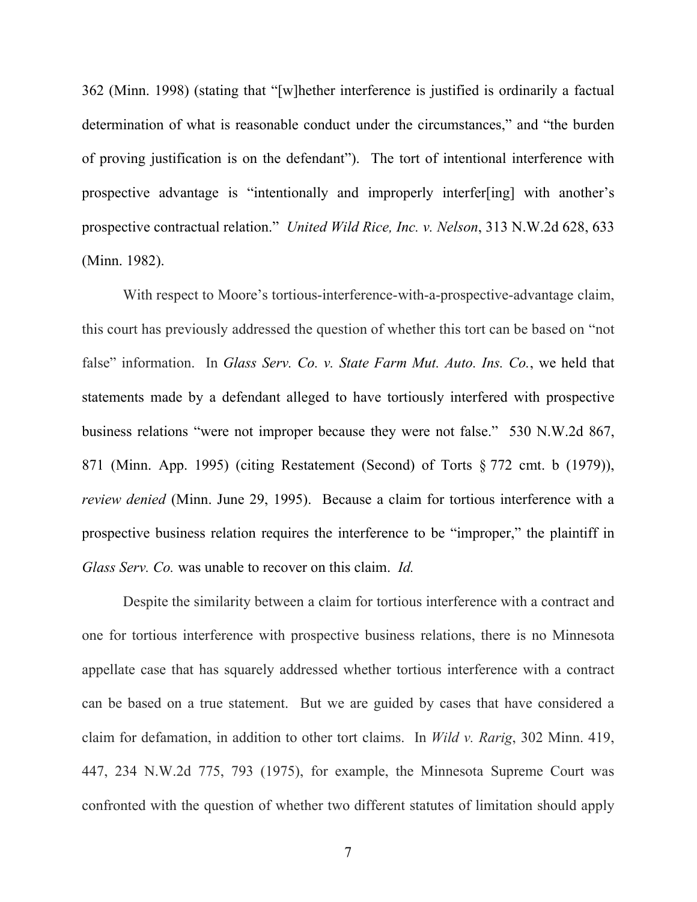362 (Minn. 1998) (stating that "[w]hether interference is justified is ordinarily a factual determination of what is reasonable conduct under the circumstances," and "the burden of proving justification is on the defendant"). The tort of intentional interference with prospective advantage is "intentionally and improperly interfer[ing] with another's prospective contractual relation." *United Wild Rice, Inc. v. Nelson*, 313 N.W.2d 628, 633 (Minn. 1982).

With respect to Moore's tortious-interference-with-a-prospective-advantage claim, this court has previously addressed the question of whether this tort can be based on "not false" information. In *Glass Serv. Co. v. State Farm Mut. Auto. Ins. Co.*, we held that statements made by a defendant alleged to have tortiously interfered with prospective business relations "were not improper because they were not false." 530 N.W.2d 867, 871 (Minn. App. 1995) (citing Restatement (Second) of Torts § 772 cmt. b (1979)), *review denied* (Minn. June 29, 1995). Because a claim for tortious interference with a prospective business relation requires the interference to be "improper," the plaintiff in *Glass Serv. Co.* was unable to recover on this claim. *Id.*

Despite the similarity between a claim for tortious interference with a contract and one for tortious interference with prospective business relations, there is no Minnesota appellate case that has squarely addressed whether tortious interference with a contract can be based on a true statement. But we are guided by cases that have considered a claim for defamation, in addition to other tort claims. In *Wild v. Rarig*, 302 Minn. 419, 447, 234 N.W.2d 775, 793 (1975), for example, the Minnesota Supreme Court was confronted with the question of whether two different statutes of limitation should apply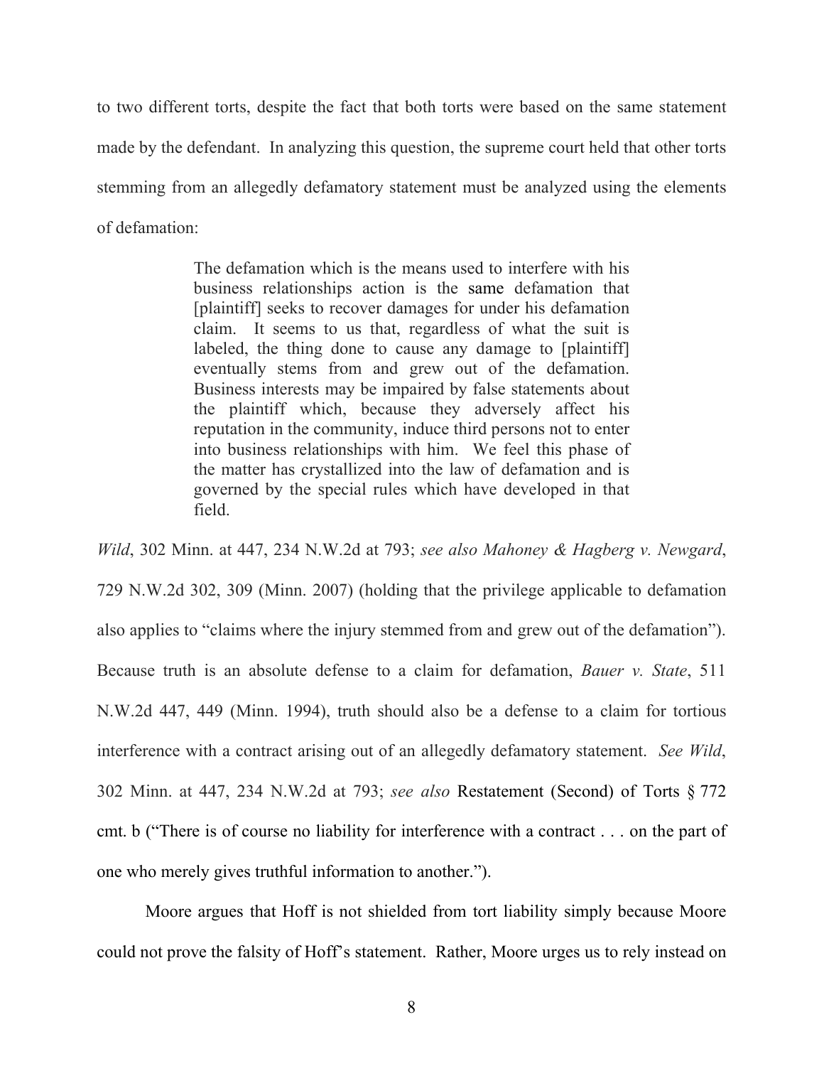to two different torts, despite the fact that both torts were based on the same statement made by the defendant. In analyzing this question, the supreme court held that other torts stemming from an allegedly defamatory statement must be analyzed using the elements of defamation:

> The defamation which is the means used to interfere with his business relationships action is the same defamation that [plaintiff] seeks to recover damages for under his defamation claim. It seems to us that, regardless of what the suit is labeled, the thing done to cause any damage to [plaintiff] eventually stems from and grew out of the defamation. Business interests may be impaired by false statements about the plaintiff which, because they adversely affect his reputation in the community, induce third persons not to enter into business relationships with him. We feel this phase of the matter has crystallized into the law of defamation and is governed by the special rules which have developed in that field.

*Wild*, 302 Minn. at 447, 234 N.W.2d at 793; *see also Mahoney & Hagberg v. Newgard*, 729 N.W.2d 302, 309 (Minn. 2007) (holding that the privilege applicable to defamation also applies to "claims where the injury stemmed from and grew out of the defamation"). Because truth is an absolute defense to a claim for defamation, *Bauer v. State*, 511 N.W.2d 447, 449 (Minn. 1994), truth should also be a defense to a claim for tortious interference with a contract arising out of an allegedly defamatory statement. *See Wild*, 302 Minn. at 447, 234 N.W.2d at 793; *see also* Restatement (Second) of Torts § 772 cmt. b ("There is of course no liability for interference with a contract . . . on the part of one who merely gives truthful information to another.").

Moore argues that Hoff is not shielded from tort liability simply because Moore could not prove the falsity of Hoff's statement. Rather, Moore urges us to rely instead on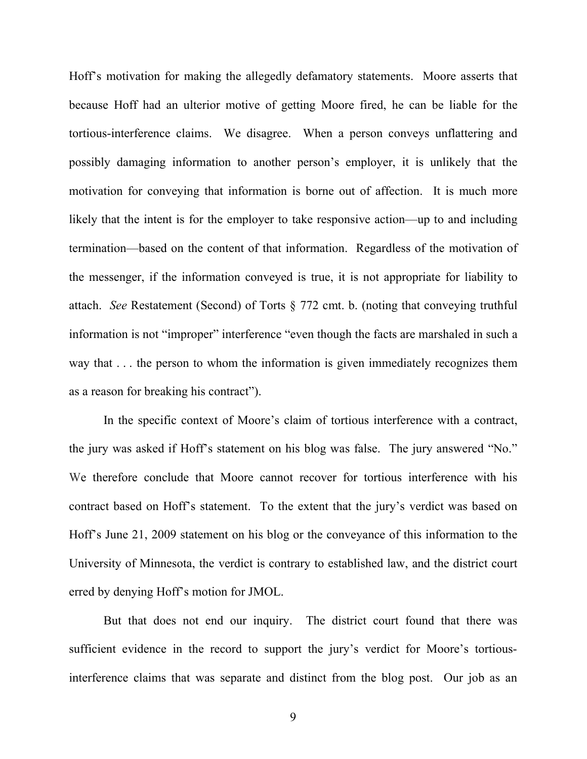Hoff's motivation for making the allegedly defamatory statements. Moore asserts that because Hoff had an ulterior motive of getting Moore fired, he can be liable for the tortious-interference claims. We disagree. When a person conveys unflattering and possibly damaging information to another person's employer, it is unlikely that the motivation for conveying that information is borne out of affection. It is much more likely that the intent is for the employer to take responsive action—up to and including termination—based on the content of that information. Regardless of the motivation of the messenger, if the information conveyed is true, it is not appropriate for liability to attach. *See* Restatement (Second) of Torts § 772 cmt. b. (noting that conveying truthful information is not "improper" interference "even though the facts are marshaled in such a way that . . . the person to whom the information is given immediately recognizes them as a reason for breaking his contract").

In the specific context of Moore's claim of tortious interference with a contract, the jury was asked if Hoff's statement on his blog was false. The jury answered "No." We therefore conclude that Moore cannot recover for tortious interference with his contract based on Hoff's statement. To the extent that the jury's verdict was based on Hoff's June 21, 2009 statement on his blog or the conveyance of this information to the University of Minnesota, the verdict is contrary to established law, and the district court erred by denying Hoff's motion for JMOL.

But that does not end our inquiry. The district court found that there was sufficient evidence in the record to support the jury's verdict for Moore's tortious-interference claims that was separate and distinct from the blog post. Our job as an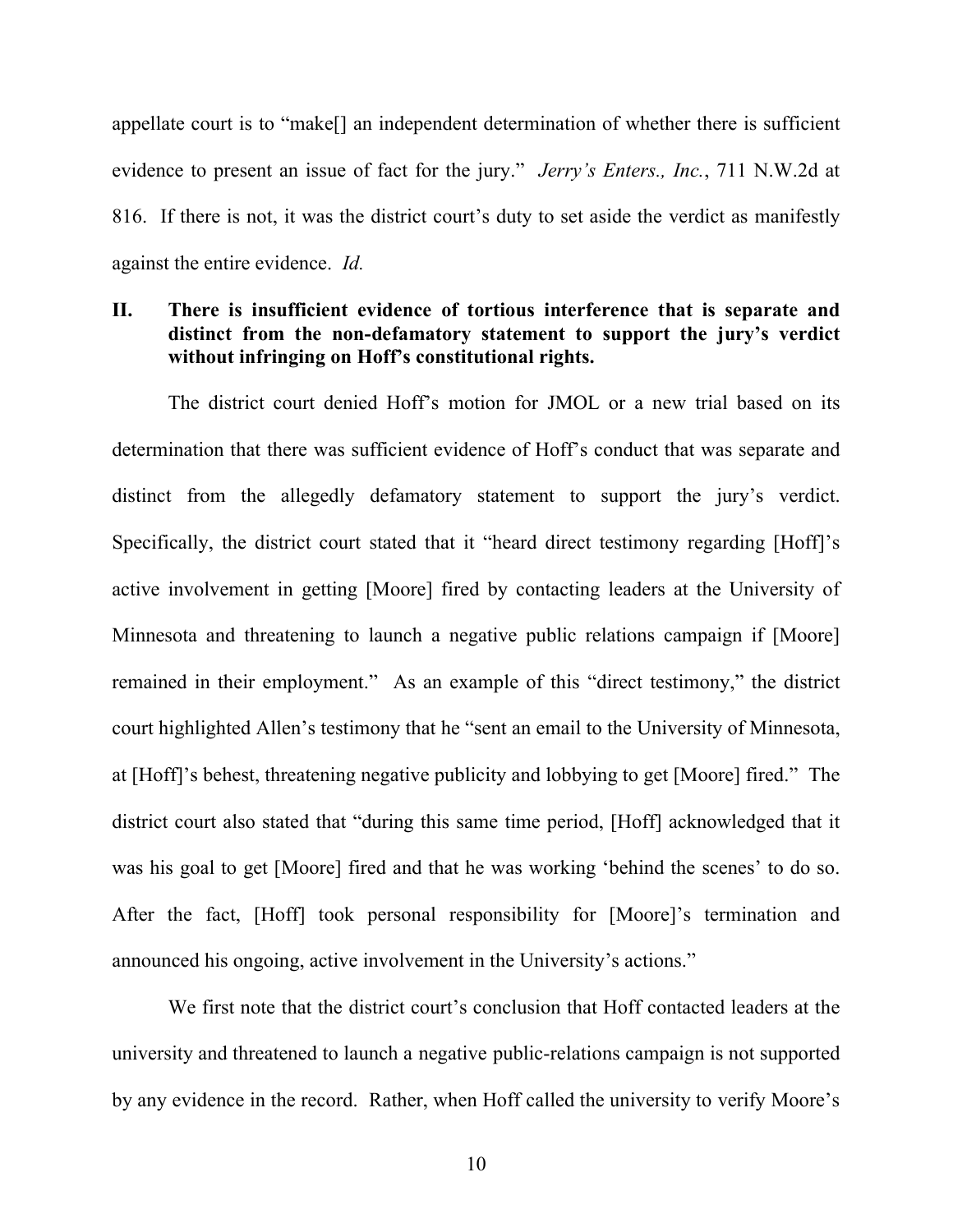appellate court is to "make[] an independent determination of whether there is sufficient evidence to present an issue of fact for the jury." *Jerry's Enters., Inc.*, 711 N.W.2d at 816. If there is not, it was the district court's duty to set aside the verdict as manifestly against the entire evidence. *Id.*

## II. There is insufficient evidence of tortious interference that is separate and distinct from the non-defamatory statement to support the jury's verdict without infringing on Hoff's constitutional rights.

The district court denied Hoff's motion for JMOL or a new trial based on its determination that there was sufficient evidence of Hoff's conduct that was separate and distinct from the allegedly defamatory statement to support the jury's verdict. Specifically, the district court stated that it "heard direct testimony regarding [Hoff]'s active involvement in getting [Moore] fired by contacting leaders at the University of Minnesota and threatening to launch a negative public relations campaign if [Moore] remained in their employment." As an example of this "direct testimony," the district court highlighted Allen's testimony that he "sent an email to the University of Minnesota, at [Hoff]'s behest, threatening negative publicity and lobbying to get [Moore] fired." The district court also stated that "during this same time period, [Hoff] acknowledged that it was his goal to get [Moore] fired and that he was working 'behind the scenes' to do so. After the fact, [Hoff] took personal responsibility for [Moore]'s termination and announced his ongoing, active involvement in the University's actions."

We first note that the district court's conclusion that Hoff contacted leaders at the university and threatened to launch a negative public-relations campaign is not supported by any evidence in the record. Rather, when Hoff called the university to verify Moore's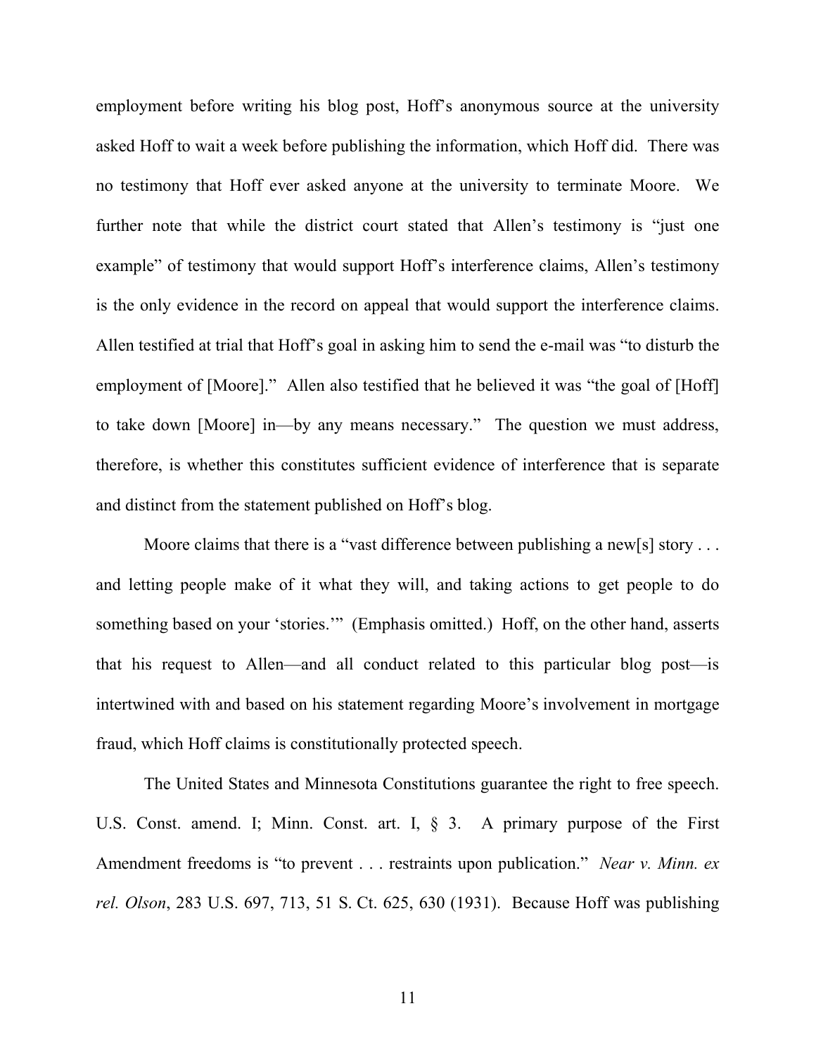employment before writing his blog post, Hoff's anonymous source at the university asked Hoff to wait a week before publishing the information, which Hoff did. There was no testimony that Hoff ever asked anyone at the university to terminate Moore. We further note that while the district court stated that Allen's testimony is "just one example" of testimony that would support Hoff's interference claims, Allen's testimony is the only evidence in the record on appeal that would support the interference claims. Allen testified at trial that Hoff's goal in asking him to send the e-mail was "to disturb the employment of [Moore]." Allen also testified that he believed it was "the goal of [Hoff] to take down [Moore] in—by any means necessary." The question we must address, therefore, is whether this constitutes sufficient evidence of interference that is separate and distinct from the statement published on Hoff's blog.

Moore claims that there is a "vast difference between publishing a new[s] story . . . and letting people make of it what they will, and taking actions to get people to do something based on your 'stories.'" (Emphasis omitted.) Hoff, on the other hand, asserts that his request to Allen—and all conduct related to this particular blog post—is intertwined with and based on his statement regarding Moore's involvement in mortgage fraud, which Hoff claims is constitutionally protected speech.

The United States and Minnesota Constitutions guarantee the right to free speech. U.S. Const. amend. I; Minn. Const. art. I, § 3. A primary purpose of the First Amendment freedoms is "to prevent . . . restraints upon publication." *Near v. Minn. ex rel. Olson*, 283 U.S. 697, 713, 51 S. Ct. 625, 630 (1931). Because Hoff was publishing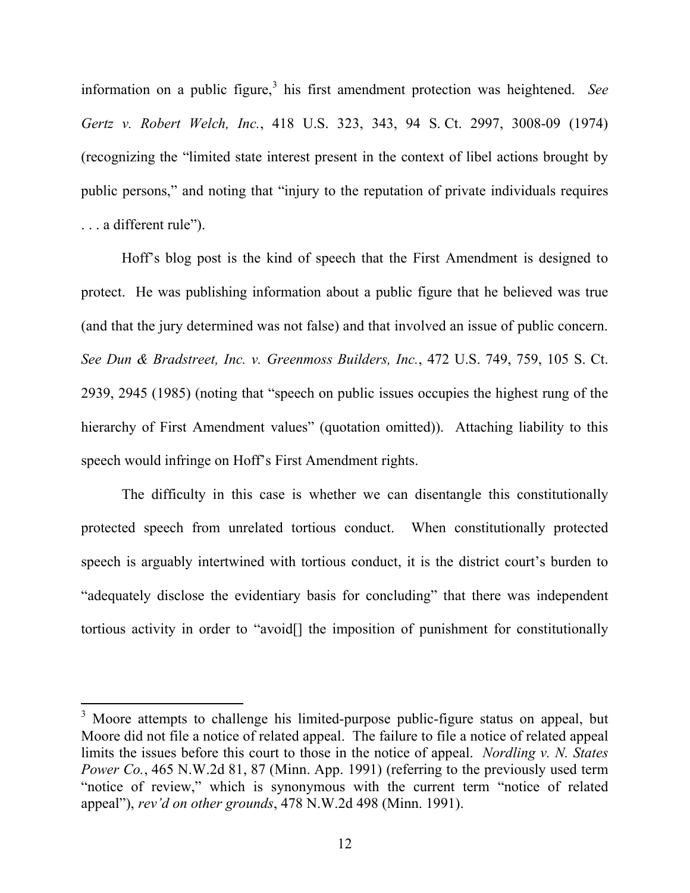information on a public figure,[3] his first amendment protection was heightened. *See Gertz v. Robert Welch, Inc.*, 418 U.S. 323, 343, 94 S. Ct. 2997, 3008-09 (1974) (recognizing the "limited state interest present in the context of libel actions brought by public persons," and noting that "injury to the reputation of private individuals requires . . . a different rule").

Hoff's blog post is the kind of speech that the First Amendment is designed to protect. He was publishing information about a public figure that he believed was true (and that the jury determined was not false) and that involved an issue of public concern. *See Dun & Bradstreet, Inc. v. Greenmoss Builders, Inc.*, 472 U.S. 749, 759, 105 S. Ct. 2939, 2945 (1985) (noting that "speech on public issues occupies the highest rung of the hierarchy of First Amendment values" (quotation omitted)). Attaching liability to this speech would infringe on Hoff's First Amendment rights.

The difficulty in this case is whether we can disentangle this constitutionally protected speech from unrelated tortious conduct. When constitutionally protected speech is arguably intertwined with tortious conduct, it is the district court's burden to "adequately disclose the evidentiary basis for concluding" that there was independent tortious activity in order to "avoid[] the imposition of punishment for constitutionally

---

[3] Moore attempts to challenge his limited-purpose public-figure status on appeal, but Moore did not file a notice of related appeal. The failure to file a notice of related appeal limits the issues before this court to those in the notice of appeal. *Nordling v. N. States Power Co.*, 465 N.W.2d 81, 87 (Minn. App. 1991) (referring to the previously used term "notice of review," which is synonymous with the current term "notice of related appeal"), *rev'd on other grounds*, 478 N.W.2d 498 (Minn. 1991).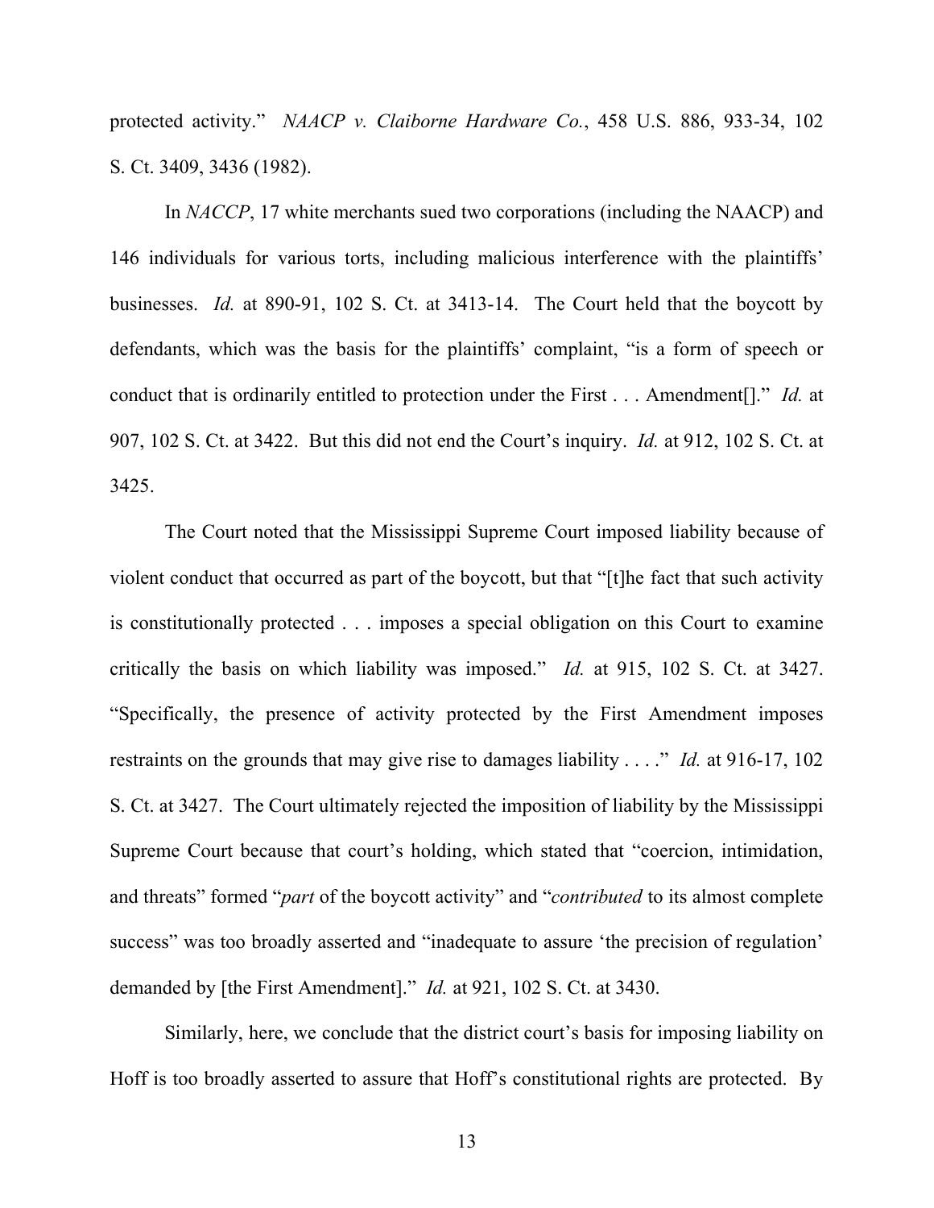protected activity." *NAACP v. Claiborne Hardware Co.*, 458 U.S. 886, 933-34, 102 S. Ct. 3409, 3436 (1982).

In *NACCP*, 17 white merchants sued two corporations (including the NAACP) and 146 individuals for various torts, including malicious interference with the plaintiffs' businesses. *Id.* at 890-91, 102 S. Ct. at 3413-14. The Court held that the boycott by defendants, which was the basis for the plaintiffs' complaint, "is a form of speech or conduct that is ordinarily entitled to protection under the First . . . Amendment[]." *Id.* at 907, 102 S. Ct. at 3422. But this did not end the Court's inquiry. *Id.* at 912, 102 S. Ct. at 3425.

The Court noted that the Mississippi Supreme Court imposed liability because of violent conduct that occurred as part of the boycott, but that "[t]he fact that such activity is constitutionally protected . . . imposes a special obligation on this Court to examine critically the basis on which liability was imposed." *Id.* at 915, 102 S. Ct. at 3427. "Specifically, the presence of activity protected by the First Amendment imposes restraints on the grounds that may give rise to damages liability . . . ." *Id.* at 916-17, 102 S. Ct. at 3427. The Court ultimately rejected the imposition of liability by the Mississippi Supreme Court because that court's holding, which stated that "coercion, intimidation, and threats" formed "*part* of the boycott activity" and "*contributed* to its almost complete success" was too broadly asserted and "inadequate to assure 'the precision of regulation' demanded by [the First Amendment]." *Id.* at 921, 102 S. Ct. at 3430.

Similarly, here, we conclude that the district court's basis for imposing liability on Hoff is too broadly asserted to assure that Hoff's constitutional rights are protected. By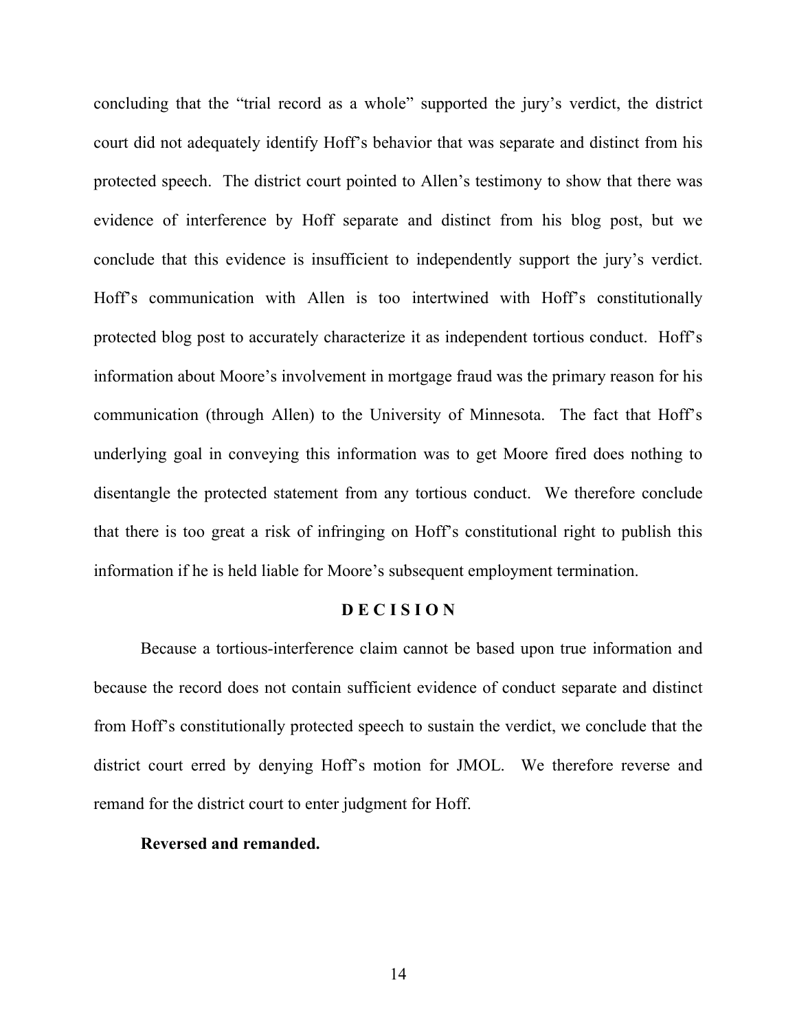concluding that the "trial record as a whole" supported the jury's verdict, the district court did not adequately identify Hoff's behavior that was separate and distinct from his protected speech. The district court pointed to Allen's testimony to show that there was evidence of interference by Hoff separate and distinct from his blog post, but we conclude that this evidence is insufficient to independently support the jury's verdict. Hoff's communication with Allen is too intertwined with Hoff's constitutionally protected blog post to accurately characterize it as independent tortious conduct. Hoff's information about Moore's involvement in mortgage fraud was the primary reason for his communication (through Allen) to the University of Minnesota. The fact that Hoff's underlying goal in conveying this information was to get Moore fired does nothing to disentangle the protected statement from any tortious conduct. We therefore conclude that there is too great a risk of infringing on Hoff's constitutional right to publish this information if he is held liable for Moore's subsequent employment termination.

## D E C I S I O N

Because a tortious-interference claim cannot be based upon true information and because the record does not contain sufficient evidence of conduct separate and distinct from Hoff's constitutionally protected speech to sustain the verdict, we conclude that the district court erred by denying Hoff's motion for JMOL. We therefore reverse and remand for the district court to enter judgment for Hoff.

**Reversed and remanded.**